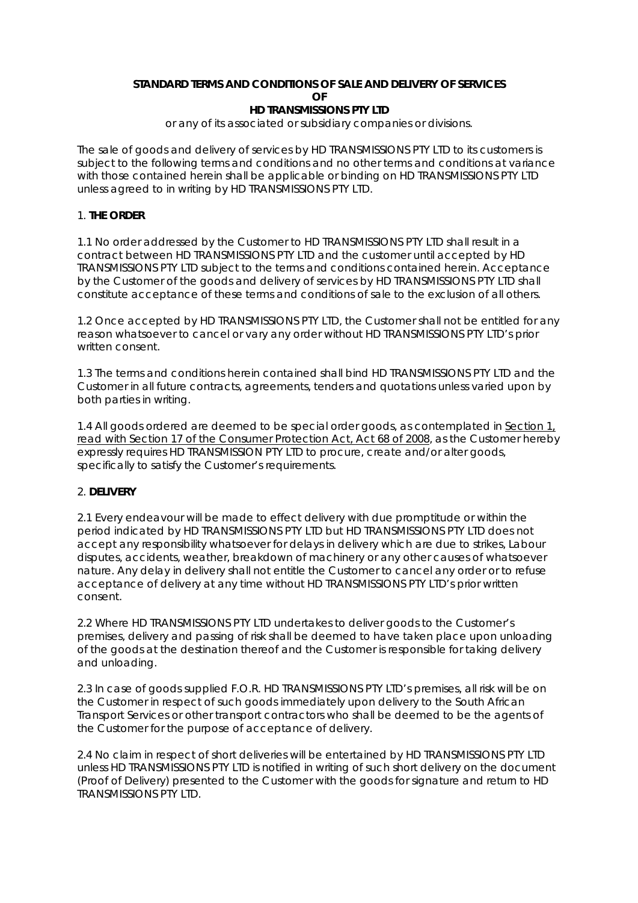**STANDARD TERMS AND CONDITIONS OF SALE AND DELIVERY OF SERVICES**
**OF**
**HD TRANSMISSIONS PTY LTD**

or any of its associated or subsidiary companies or divisions.

The sale of goods and delivery of services by HD TRANSMISSIONS PTY LTD to its customers is subject to the following terms and conditions and no other terms and conditions at variance with those contained herein shall be applicable or binding on HD TRANSMISSIONS PTY LTD unless agreed to in writing by HD TRANSMISSIONS PTY LTD.

1. **THE ORDER**

1.1 No order addressed by the Customer to HD TRANSMISSIONS PTY LTD shall result in a contract between HD TRANSMISSIONS PTY LTD and the customer until accepted by HD TRANSMISSIONS PTY LTD subject to the terms and conditions contained herein. Acceptance by the Customer of the goods and delivery of services by HD TRANSMISSIONS PTY LTD shall constitute acceptance of these terms and conditions of sale to the exclusion of all others.

1.2 Once accepted by HD TRANSMISSIONS PTY LTD, the Customer shall not be entitled for any reason whatsoever to cancel or vary any order without HD TRANSMISSIONS PTY LTD's prior written consent.

1.3 The terms and conditions herein contained shall bind HD TRANSMISSIONS PTY LTD and the Customer in all future contracts, agreements, tenders and quotations unless varied upon by both parties in writing.

1.4 All goods ordered are deemed to be special order goods, as contemplated in Section 1, read with Section 17 of the Consumer Protection Act, Act 68 of 2008, as the Customer hereby expressly requires HD TRANSMISSION PTY LTD to procure, create and/or alter goods, specifically to satisfy the Customer's requirements.

2. **DELIVERY**

2.1 Every endeavour will be made to effect delivery with due promptitude or within the period indicated by HD TRANSMISSIONS PTY LTD but HD TRANSMISSIONS PTY LTD does not accept any responsibility whatsoever for delays in delivery which are due to strikes, Labour disputes, accidents, weather, breakdown of machinery or any other causes of whatsoever nature. Any delay in delivery shall not entitle the Customer to cancel any order or to refuse acceptance of delivery at any time without HD TRANSMISSIONS PTY LTD's prior written consent.

2.2 Where HD TRANSMISSIONS PTY LTD undertakes to deliver goods to the Customer's premises, delivery and passing of risk shall be deemed to have taken place upon unloading of the goods at the destination thereof and the Customer is responsible for taking delivery and unloading.

2.3 In case of goods supplied F.O.R. HD TRANSMISSIONS PTY LTD's premises, all risk will be on the Customer in respect of such goods immediately upon delivery to the South African Transport Services or other transport contractors who shall be deemed to be the agents of the Customer for the purpose of acceptance of delivery.

2.4 No claim in respect of short deliveries will be entertained by HD TRANSMISSIONS PTY LTD unless HD TRANSMISSIONS PTY LTD is notified in writing of such short delivery on the document (Proof of Delivery) presented to the Customer with the goods for signature and return to HD TRANSMISSIONS PTY LTD.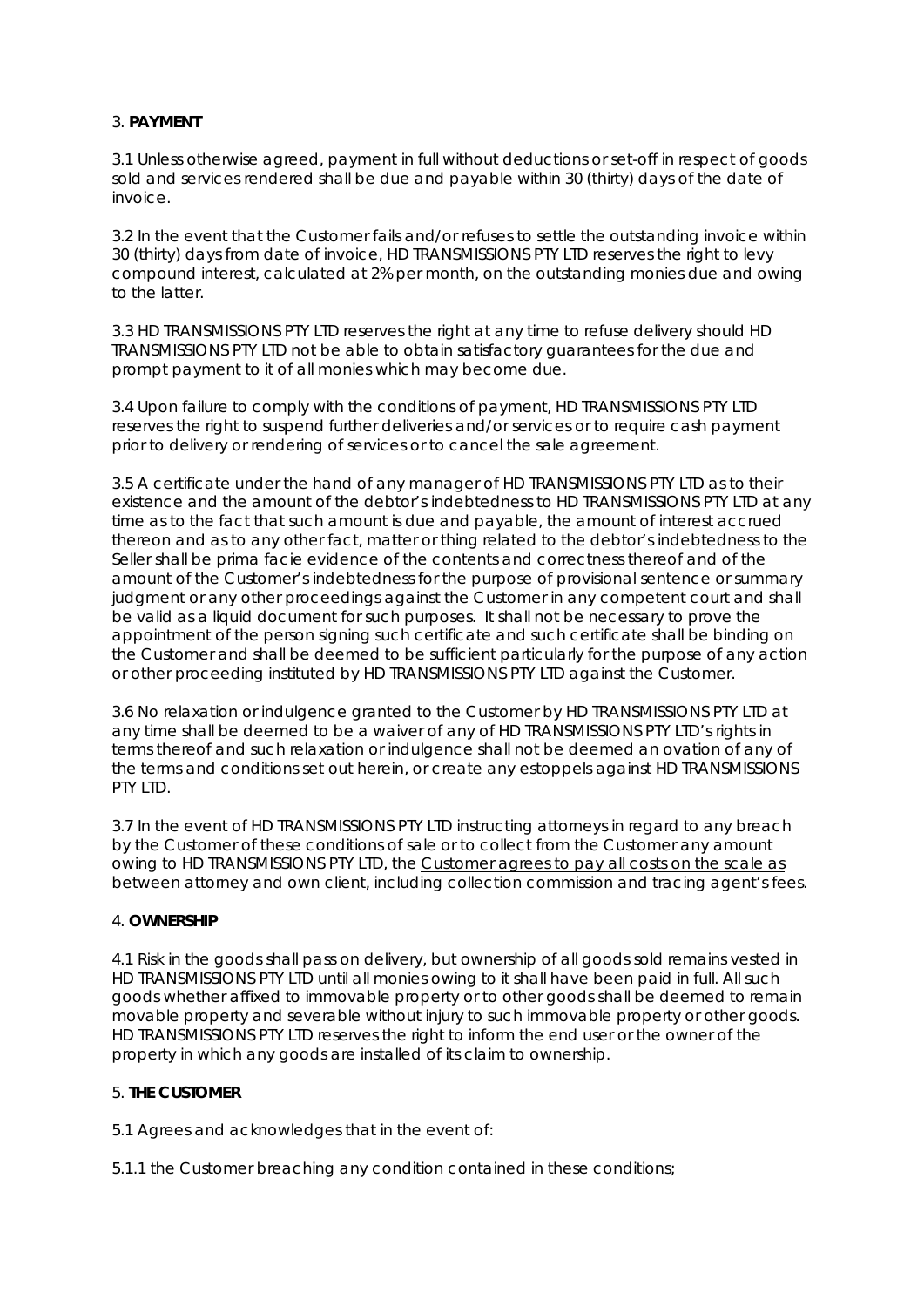3. **PAYMENT**

3.1 Unless otherwise agreed, payment in full without deductions or set-off in respect of goods sold and services rendered shall be due and payable within 30 (thirty) days of the date of invoice.

3.2 In the event that the Customer fails and/or refuses to settle the outstanding invoice within 30 (thirty) days from date of invoice, HD TRANSMISSIONS PTY LTD reserves the right to levy compound interest, calculated at 2% per month, on the outstanding monies due and owing to the latter.

3.3 HD TRANSMISSIONS PTY LTD reserves the right at any time to refuse delivery should HD TRANSMISSIONS PTY LTD not be able to obtain satisfactory guarantees for the due and prompt payment to it of all monies which may become due.

3.4 Upon failure to comply with the conditions of payment, HD TRANSMISSIONS PTY LTD reserves the right to suspend further deliveries and/or services or to require cash payment prior to delivery or rendering of services or to cancel the sale agreement.

3.5 A certificate under the hand of any manager of HD TRANSMISSIONS PTY LTD as to their existence and the amount of the debtor's indebtedness to HD TRANSMISSIONS PTY LTD at any time as to the fact that such amount is due and payable, the amount of interest accrued thereon and as to any other fact, matter or thing related to the debtor's indebtedness to the Seller shall be prima facie evidence of the contents and correctness thereof and of the amount of the Customer's indebtedness for the purpose of provisional sentence or summary judgment or any other proceedings against the Customer in any competent court and shall be valid as a liquid document for such purposes. It shall not be necessary to prove the appointment of the person signing such certificate and such certificate shall be binding on the Customer and shall be deemed to be sufficient particularly for the purpose of any action or other proceeding instituted by HD TRANSMISSIONS PTY LTD against the Customer.

3.6 No relaxation or indulgence granted to the Customer by HD TRANSMISSIONS PTY LTD at any time shall be deemed to be a waiver of any of HD TRANSMISSIONS PTY LTD's rights in terms thereof and such relaxation or indulgence shall not be deemed an ovation of any of the terms and conditions set out herein, or create any estoppels against HD TRANSMISSIONS PTY LTD.

3.7 In the event of HD TRANSMISSIONS PTY LTD instructing attorneys in regard to any breach by the Customer of these conditions of sale or to collect from the Customer any amount owing to HD TRANSMISSIONS PTY LTD, the <u>Customer agrees to pay all costs on the scale as between attorney and own client, including collection commission and tracing agent's fees.</u>

4. **OWNERSHIP**

4.1 Risk in the goods shall pass on delivery, but ownership of all goods sold remains vested in HD TRANSMISSIONS PTY LTD until all monies owing to it shall have been paid in full. All such goods whether affixed to immovable property or to other goods shall be deemed to remain movable property and severable without injury to such immovable property or other goods. HD TRANSMISSIONS PTY LTD reserves the right to inform the end user or the owner of the property in which any goods are installed of its claim to ownership.

5. **THE CUSTOMER**

5.1 Agrees and acknowledges that in the event of:

5.1.1 the Customer breaching any condition contained in these conditions;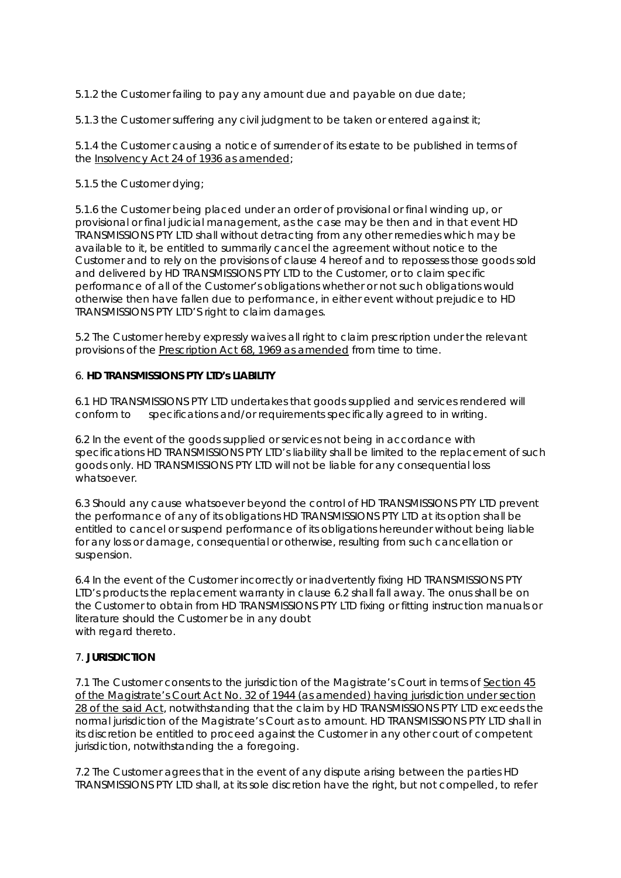5.1.2 the Customer failing to pay any amount due and payable on due date;

5.1.3 the Customer suffering any civil judgment to be taken or entered against it;

5.1.4 the Customer causing a notice of surrender of its estate to be published in terms of the Insolvency Act 24 of 1936 as amended;

5.1.5 the Customer dying;

5.1.6 the Customer being placed under an order of provisional or final winding up, or provisional or final judicial management, as the case may be then and in that event HD TRANSMISSIONS PTY LTD shall without detracting from any other remedies which may be available to it, be entitled to summarily cancel the agreement without notice to the Customer and to rely on the provisions of clause 4 hereof and to repossess those goods sold and delivered by HD TRANSMISSIONS PTY LTD to the Customer, or to claim specific performance of all of the Customer's obligations whether or not such obligations would otherwise then have fallen due to performance, in either event without prejudice to HD TRANSMISSIONS PTY LTD'S right to claim damages.

5.2 The Customer hereby expressly waives all right to claim prescription under the relevant provisions of the Prescription Act 68, 1969 as amended from time to time.

6. **HD TRANSMISSIONS PTY LTD's LIABILITY**

6.1 HD TRANSMISSIONS PTY LTD undertakes that goods supplied and services rendered will conform to specifications and/or requirements specifically agreed to in writing.

6.2 In the event of the goods supplied or services not being in accordance with specifications HD TRANSMISSIONS PTY LTD's liability shall be limited to the replacement of such goods only. HD TRANSMISSIONS PTY LTD will not be liable for any consequential loss whatsoever.

6.3 Should any cause whatsoever beyond the control of HD TRANSMISSIONS PTY LTD prevent the performance of any of its obligations HD TRANSMISSIONS PTY LTD at its option shall be entitled to cancel or suspend performance of its obligations hereunder without being liable for any loss or damage, consequential or otherwise, resulting from such cancellation or suspension.

6.4 In the event of the Customer incorrectly or inadvertently fixing HD TRANSMISSIONS PTY LTD's products the replacement warranty in clause 6.2 shall fall away. The onus shall be on the Customer to obtain from HD TRANSMISSIONS PTY LTD fixing or fitting instruction manuals or literature should the Customer be in any doubt with regard thereto.

7. **JURISDICTION**

7.1 The Customer consents to the jurisdiction of the Magistrate's Court in terms of Section 45 of the Magistrate's Court Act No. 32 of 1944 (as amended) having jurisdiction under section 28 of the said Act, notwithstanding that the claim by HD TRANSMISSIONS PTY LTD exceeds the normal jurisdiction of the Magistrate's Court as to amount. HD TRANSMISSIONS PTY LTD shall in its discretion be entitled to proceed against the Customer in any other court of competent jurisdiction, notwithstanding the a foregoing.

7.2 The Customer agrees that in the event of any dispute arising between the parties HD TRANSMISSIONS PTY LTD shall, at its sole discretion have the right, but not compelled, to refer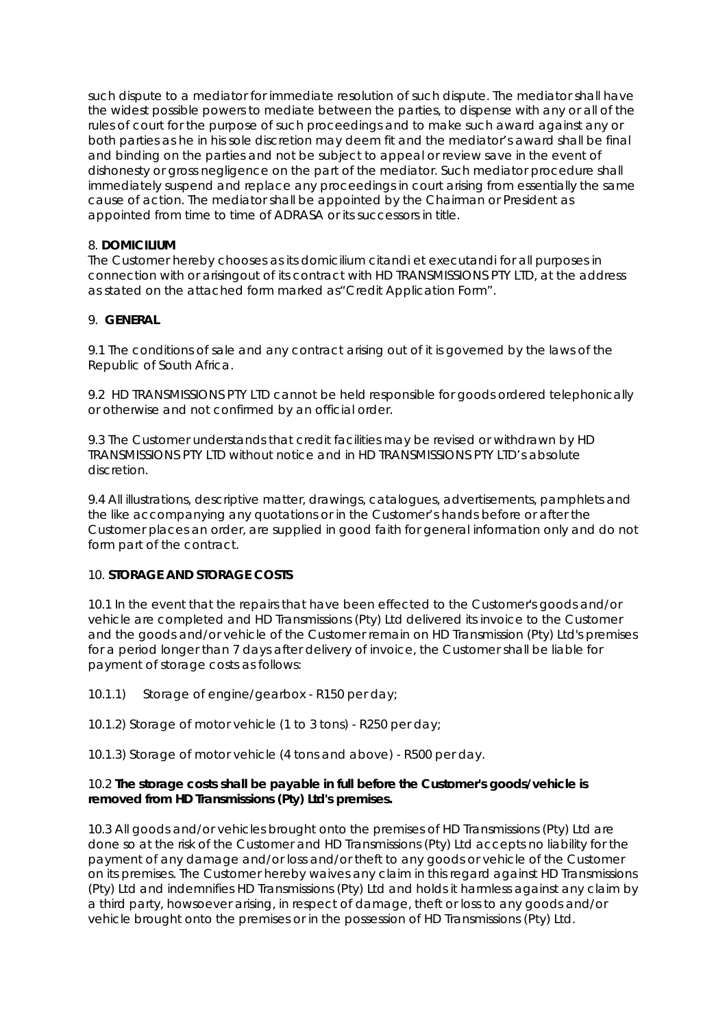such dispute to a mediator for immediate resolution of such dispute. The mediator shall have the widest possible powers to mediate between the parties, to dispense with any or all of the rules of court for the purpose of such proceedings and to make such award against any or both parties as he in his sole discretion may deem fit and the mediator's award shall be final and binding on the parties and not be subject to appeal or review save in the event of dishonesty or gross negligence on the part of the mediator. Such mediator procedure shall immediately suspend and replace any proceedings in court arising from essentially the same cause of action. The mediator shall be appointed by the Chairman or President as appointed from time to time of ADRASA or its successors in title.

8. **DOMICILIUM**

The Customer hereby chooses as its domicilium citandi et executandi for all purposes in connection with or arisingout of its contract with HD TRANSMISSIONS PTY LTD, at the address as stated on the attached form marked as"Credit Application Form".

9. **GENERAL**

9.1 The conditions of sale and any contract arising out of it is governed by the laws of the Republic of South Africa.

9.2 HD TRANSMISSIONS PTY LTD cannot be held responsible for goods ordered telephonically or otherwise and not confirmed by an official order.

9.3 The Customer understands that credit facilities may be revised or withdrawn by HD TRANSMISSIONS PTY LTD without notice and in HD TRANSMISSIONS PTY LTD's absolute discretion.

9.4 All illustrations, descriptive matter, drawings, catalogues, advertisements, pamphlets and the like accompanying any quotations or in the Customer's hands before or after the Customer places an order, are supplied in good faith for general information only and do not form part of the contract.

10. **STORAGE AND STORAGE COSTS**

10.1 In the event that the repairs that have been effected to the Customer's goods and/or vehicle are completed and HD Transmissions (Pty) Ltd delivered its invoice to the Customer and the goods and/or vehicle of the Customer remain on HD Transmission (Pty) Ltd's premises for a period longer than 7 days after delivery of invoice, the Customer shall be liable for payment of storage costs as follows:

10.1.1) Storage of engine/gearbox - R150 per day;

10.1.2) Storage of motor vehicle (1 to 3 tons) - R250 per day;

10.1.3) Storage of motor vehicle (4 tons and above) - R500 per day.

10.2 **The storage costs shall be payable in full before the Customer's goods/vehicle is removed from HD Transmissions (Pty) Ltd's premises.**

10.3 All goods and/or vehicles brought onto the premises of HD Transmissions (Pty) Ltd are done so at the risk of the Customer and HD Transmissions (Pty) Ltd accepts no liability for the payment of any damage and/or loss and/or theft to any goods or vehicle of the Customer on its premises. The Customer hereby waives any claim in this regard against HD Transmissions (Pty) Ltd and indemnifies HD Transmissions (Pty) Ltd and holds it harmless against any claim by a third party, howsoever arising, in respect of damage, theft or loss to any goods and/or vehicle brought onto the premises or in the possession of HD Transmissions (Pty) Ltd.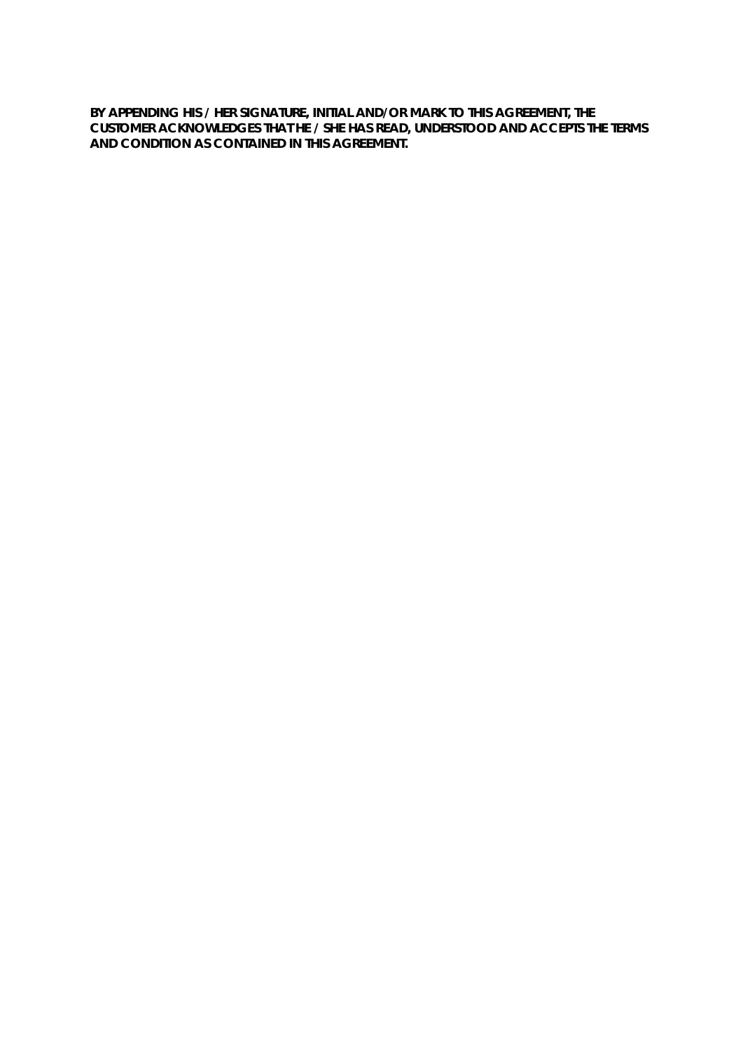**BY APPENDING HIS / HER SIGNATURE, INITIAL AND/OR MARK TO THIS AGREEMENT, THE CUSTOMER ACKNOWLEDGES THAT HE / SHE HAS READ, UNDERSTOOD AND ACCEPTS THE TERMS AND CONDITION AS CONTAINED IN THIS AGREEMENT.**